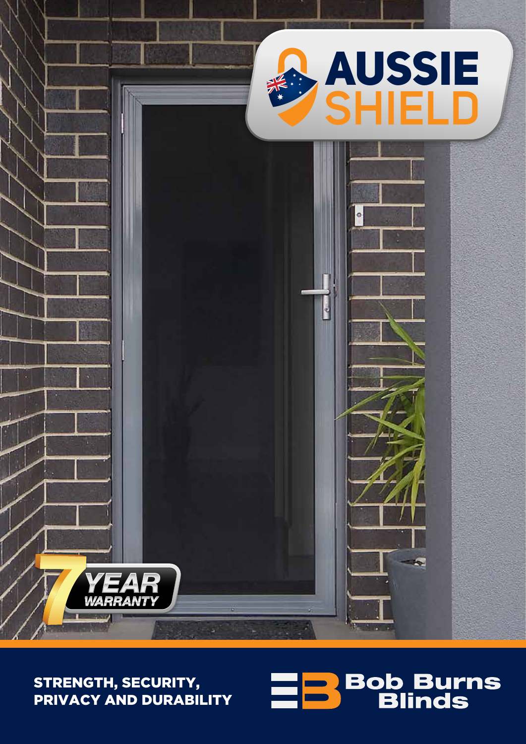# AUSSIE SHIELD

7 YEAR WARRANTY

**STRENGTH, SECURITY, PRIVACY AND DURABILITY**

Bob Burns Blinds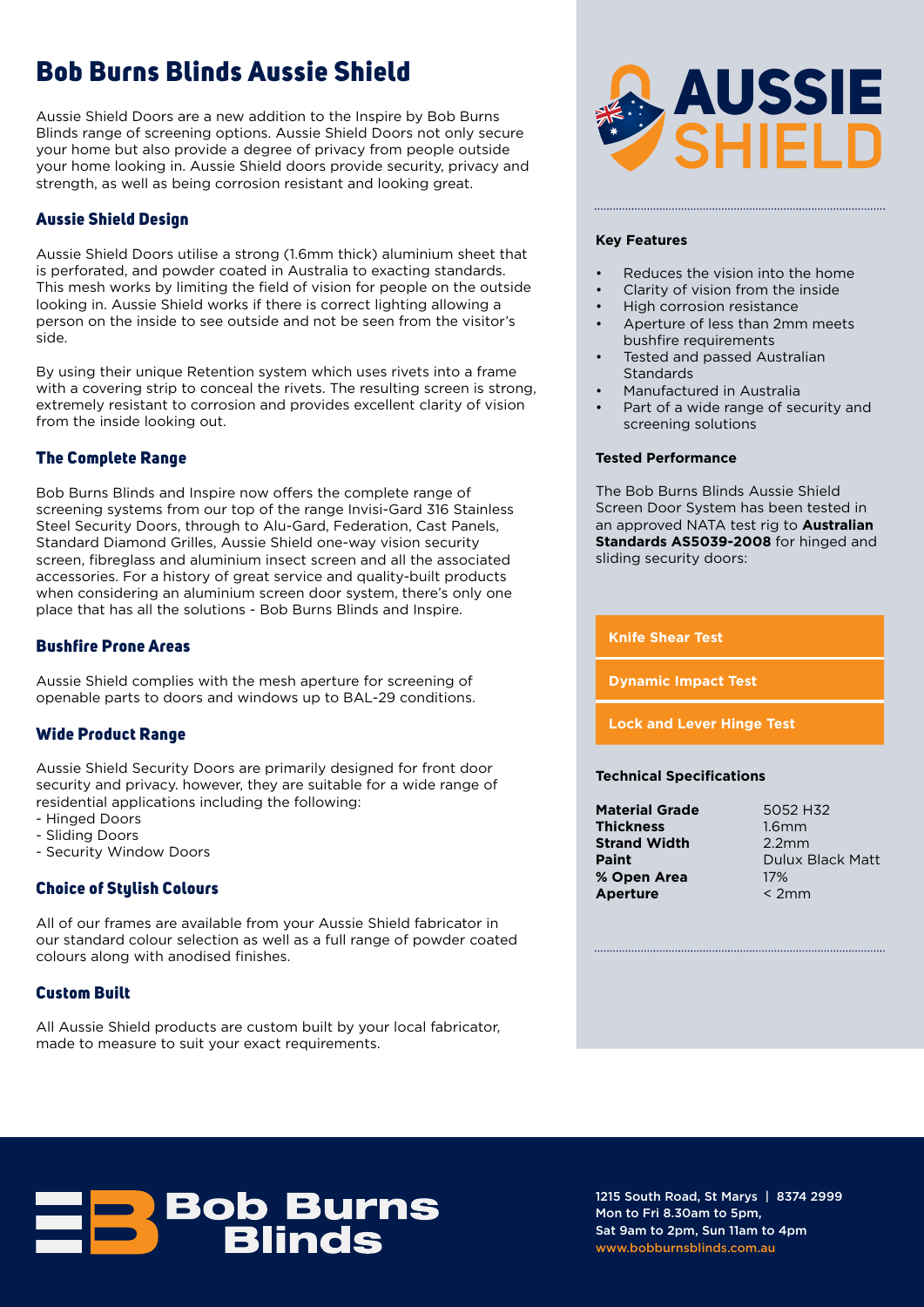# Bob Burns Blinds Aussie Shield

Aussie Shield Doors are a new addition to the Inspire by Bob Burns Blinds range of screening options. Aussie Shield Doors not only secure your home but also provide a degree of privacy from people outside your home looking in. Aussie Shield doors provide security, privacy and strength, as well as being corrosion resistant and looking great.

## Aussie Shield Design

Aussie Shield Doors utilise a strong (1.6mm thick) aluminium sheet that is perforated, and powder coated in Australia to exacting standards. This mesh works by limiting the field of vision for people on the outside looking in. Aussie Shield works if there is correct lighting allowing a person on the inside to see outside and not be seen from the visitor's side.

By using their unique Retention system which uses rivets into a frame with a covering strip to conceal the rivets. The resulting screen is strong, extremely resistant to corrosion and provides excellent clarity of vision from the inside looking out.

## The Complete Range

Bob Burns Blinds and Inspire now offers the complete range of screening systems from our top of the range Invisi-Gard 316 Stainless Steel Security Doors, through to Alu-Gard, Federation, Cast Panels, Standard Diamond Grilles, Aussie Shield one-way vision security screen, fibreglass and aluminium insect screen and all the associated accessories. For a history of great service and quality-built products when considering an aluminium screen door system, there's only one place that has all the solutions - Bob Burns Blinds and Inspire.

## Bushfire Prone Areas

Aussie Shield complies with the mesh aperture for screening of openable parts to doors and windows up to BAL-29 conditions.

## Wide Product Range

Aussie Shield Security Doors are primarily designed for front door security and privacy. however, they are suitable for a wide range of residential applications including the following:
- Hinged Doors
- Sliding Doors
- Security Window Doors

## Choice of Stylish Colours

All of our frames are available from your Aussie Shield fabricator in our standard colour selection as well as a full range of powder coated colours along with anodised finishes.

## Custom Built

All Aussie Shield products are custom built by your local fabricator, made to measure to suit your exact requirements.

AUSSIE SHIELD

### Key Features

- Reduces the vision into the home
- Clarity of vision from the inside
- High corrosion resistance
- Aperture of less than 2mm meets bushfire requirements
- Tested and passed Australian Standards
- Manufactured in Australia
- Part of a wide range of security and screening solutions

### Tested Performance

The Bob Burns Blinds Aussie Shield Screen Door System has been tested in an approved NATA test rig to **Australian Standards AS5039-2008** for hinged and sliding security doors:

- **Knife Shear Test**
- **Dynamic Impact Test**
- **Lock and Lever Hinge Test**

### Technical Specifications

| | |
|---|---|
| **Material Grade** | 5052 H32 |
| **Thickness** | 1.6mm |
| **Strand Width** | 2.2mm |
| **Paint** | Dulux Black Matt |
| **% Open Area** | 17% |
| **Aperture** | < 2mm |

Bob Burns Blinds

1215 South Road, St Marys | 8374 2999
Mon to Fri 8.30am to 5pm,
Sat 9am to 2pm, Sun 11am to 4pm
www.bobburnsblinds.com.au